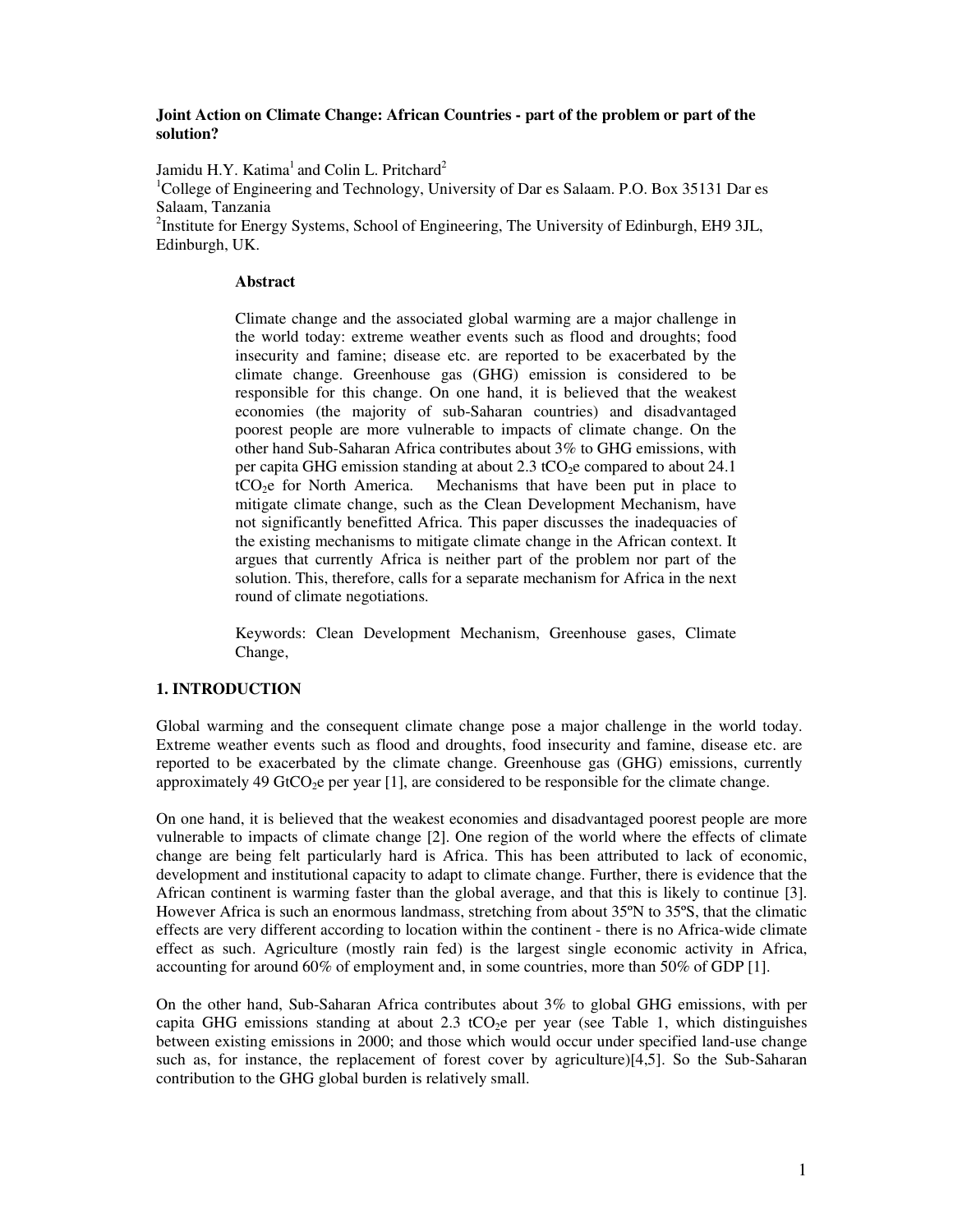**Joint Action on Climate Change: African Countries - part of the problem or part of the solution?**

Jamidu H.Y. Katima[1] and Colin L. Pritchard[2]

[1]College of Engineering and Technology, University of Dar es Salaam. P.O. Box 35131 Dar es Salaam, Tanzania

[2]Institute for Energy Systems, School of Engineering, The University of Edinburgh, EH9 3JL, Edinburgh, UK.

**Abstract**

Climate change and the associated global warming are a major challenge in the world today: extreme weather events such as flood and droughts; food insecurity and famine; disease etc. are reported to be exacerbated by the climate change. Greenhouse gas (GHG) emission is considered to be responsible for this change. On one hand, it is believed that the weakest economies (the majority of sub-Saharan countries) and disadvantaged poorest people are more vulnerable to impacts of climate change. On the other hand Sub-Saharan Africa contributes about 3% to GHG emissions, with per capita GHG emission standing at about 2.3 $tCO_2e$ compared to about 24.1 $tCO_2e$ for North America. Mechanisms that have been put in place to mitigate climate change, such as the Clean Development Mechanism, have not significantly benefitted Africa. This paper discusses the inadequacies of the existing mechanisms to mitigate climate change in the African context. It argues that currently Africa is neither part of the problem nor part of the solution. This, therefore, calls for a separate mechanism for Africa in the next round of climate negotiations.

Keywords: Clean Development Mechanism, Greenhouse gases, Climate Change,

## 1. INTRODUCTION

Global warming and the consequent climate change pose a major challenge in the world today. Extreme weather events such as flood and droughts, food insecurity and famine, disease etc. are reported to be exacerbated by the climate change. Greenhouse gas (GHG) emissions, currently approximately 49 $GtCO_2e$ per year [1], are considered to be responsible for the climate change.

On one hand, it is believed that the weakest economies and disadvantaged poorest people are more vulnerable to impacts of climate change [2]. One region of the world where the effects of climate change are being felt particularly hard is Africa. This has been attributed to lack of economic, development and institutional capacity to adapt to climate change. Further, there is evidence that the African continent is warming faster than the global average, and that this is likely to continue [3]. However Africa is such an enormous landmass, stretching from about 35ºN to 35ºS, that the climatic effects are very different according to location within the continent - there is no Africa-wide climate effect as such. Agriculture (mostly rain fed) is the largest single economic activity in Africa, accounting for around 60% of employment and, in some countries, more than 50% of GDP [1].

On the other hand, Sub-Saharan Africa contributes about 3% to global GHG emissions, with per capita GHG emissions standing at about 2.3 $tCO_2e$ per year (see Table 1, which distinguishes between existing emissions in 2000; and those which would occur under specified land-use change such as, for instance, the replacement of forest cover by agriculture)[4,5]. So the Sub-Saharan contribution to the GHG global burden is relatively small.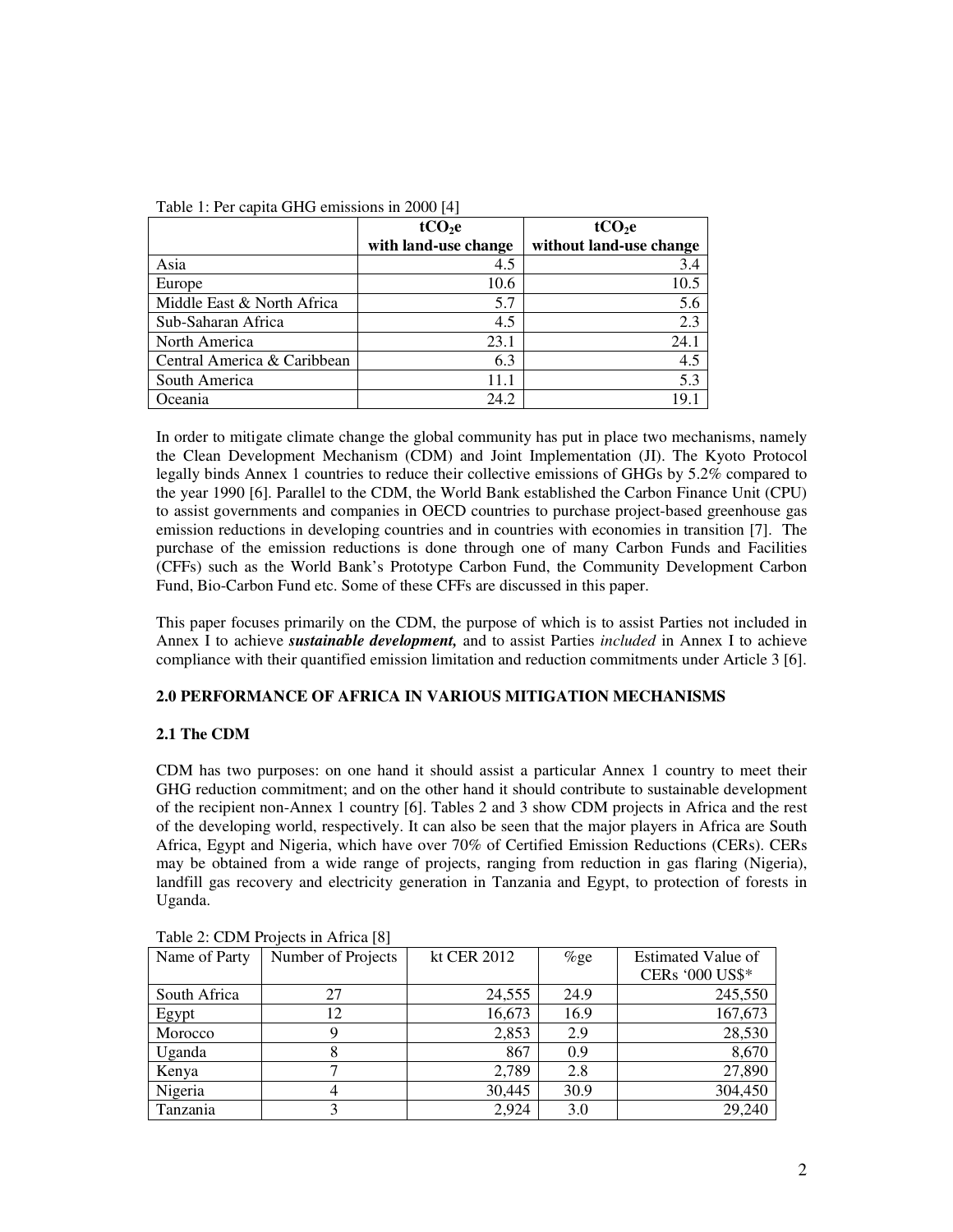Table 1: Per capita GHG emissions in 2000 [4]

| | $tCO_2e$ with land-use change | $tCO_2e$ without land-use change |
|---|---|---|
| Asia | 4.5 | 3.4 |
| Europe | 10.6 | 10.5 |
| Middle East & North Africa | 5.7 | 5.6 |
| Sub-Saharan Africa | 4.5 | 2.3 |
| North America | 23.1 | 24.1 |
| Central America & Caribbean | 6.3 | 4.5 |
| South America | 11.1 | 5.3 |
| Oceania | 24.2 | 19.1 |

In order to mitigate climate change the global community has put in place two mechanisms, namely the Clean Development Mechanism (CDM) and Joint Implementation (JI). The Kyoto Protocol legally binds Annex 1 countries to reduce their collective emissions of GHGs by 5.2% compared to the year 1990 [6]. Parallel to the CDM, the World Bank established the Carbon Finance Unit (CPU) to assist governments and companies in OECD countries to purchase project-based greenhouse gas emission reductions in developing countries and in countries with economies in transition [7]. The purchase of the emission reductions is done through one of many Carbon Funds and Facilities (CFFs) such as the World Bank's Prototype Carbon Fund, the Community Development Carbon Fund, Bio-Carbon Fund etc. Some of these CFFs are discussed in this paper.

This paper focuses primarily on the CDM, the purpose of which is to assist Parties not included in Annex I to achieve ***sustainable development,*** and to assist Parties *included* in Annex I to achieve compliance with their quantified emission limitation and reduction commitments under Article 3 [6].

## 2.0 PERFORMANCE OF AFRICA IN VARIOUS MITIGATION MECHANISMS

### 2.1 The CDM

CDM has two purposes: on one hand it should assist a particular Annex 1 country to meet their GHG reduction commitment; and on the other hand it should contribute to sustainable development of the recipient non-Annex 1 country [6]. Tables 2 and 3 show CDM projects in Africa and the rest of the developing world, respectively. It can also be seen that the major players in Africa are South Africa, Egypt and Nigeria, which have over 70% of Certified Emission Reductions (CERs). CERs may be obtained from a wide range of projects, ranging from reduction in gas flaring (Nigeria), landfill gas recovery and electricity generation in Tanzania and Egypt, to protection of forests in Uganda.

Table 2: CDM Projects in Africa [8]

| Name of Party | Number of Projects | kt CER 2012 | %ge | Estimated Value of CERs '000 US$* |
|---|---|---|---|---|
| South Africa | 27 | 24,555 | 24.9 | 245,550 |
| Egypt | 12 | 16,673 | 16.9 | 167,673 |
| Morocco | 9 | 2,853 | 2.9 | 28,530 |
| Uganda | 8 | 867 | 0.9 | 8,670 |
| Kenya | 7 | 2,789 | 2.8 | 27,890 |
| Nigeria | 4 | 30,445 | 30.9 | 304,450 |
| Tanzania | 3 | 2,924 | 3.0 | 29,240 |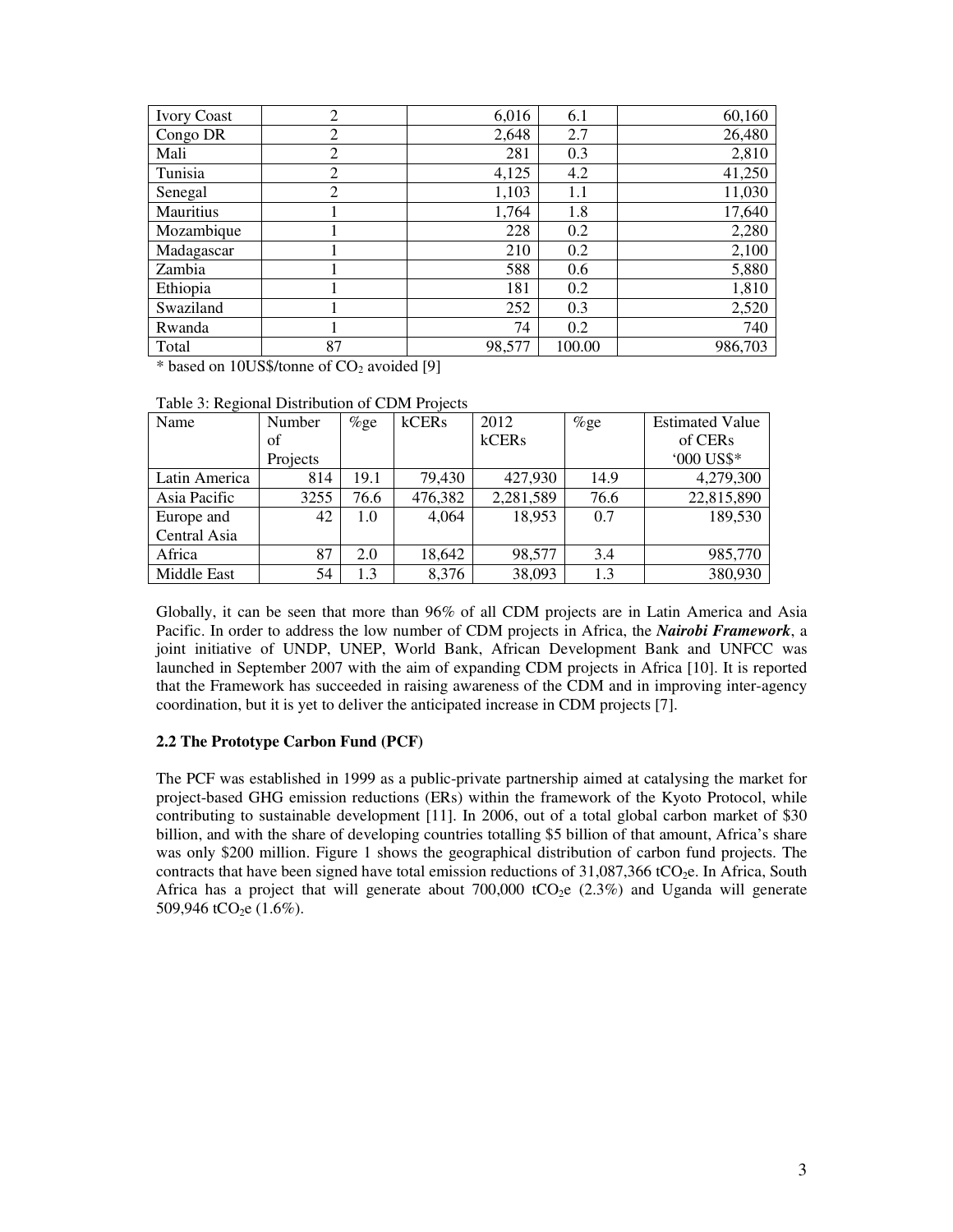| Ivory Coast | 2 | 6,016 | 6.1 | 60,160 |
|---|---|---|---|---|
| Congo DR | 2 | 2,648 | 2.7 | 26,480 |
| Mali | 2 | 281 | 0.3 | 2,810 |
| Tunisia | 2 | 4,125 | 4.2 | 41,250 |
| Senegal | 2 | 1,103 | 1.1 | 11,030 |
| Mauritius | 1 | 1,764 | 1.8 | 17,640 |
| Mozambique | 1 | 228 | 0.2 | 2,280 |
| Madagascar | 1 | 210 | 0.2 | 2,100 |
| Zambia | 1 | 588 | 0.6 | 5,880 |
| Ethiopia | 1 | 181 | 0.2 | 1,810 |
| Swaziland | 1 | 252 | 0.3 | 2,520 |
| Rwanda | 1 | 74 | 0.2 | 740 |
| Total | 87 | 98,577 | 100.00 | 986,703 |

* based on 10US$/tonne of $CO_2$ avoided [9]

Table 3: Regional Distribution of CDM Projects

| Name | Number of Projects | %ge | kCERs | 2012 kCERs | %ge | Estimated Value of CERs '000 US$* |
|---|---|---|---|---|---|---|
| Latin America | 814 | 19.1 | 79,430 | 427,930 | 14.9 | 4,279,300 |
| Asia Pacific | 3255 | 76.6 | 476,382 | 2,281,589 | 76.6 | 22,815,890 |
| Europe and Central Asia | 42 | 1.0 | 4,064 | 18,953 | 0.7 | 189,530 |
| Africa | 87 | 2.0 | 18,642 | 98,577 | 3.4 | 985,770 |
| Middle East | 54 | 1.3 | 8,376 | 38,093 | 1.3 | 380,930 |

Globally, it can be seen that more than 96% of all CDM projects are in Latin America and Asia Pacific. In order to address the low number of CDM projects in Africa, the ***Nairobi Framework***, a joint initiative of UNDP, UNEP, World Bank, African Development Bank and UNFCC was launched in September 2007 with the aim of expanding CDM projects in Africa [10]. It is reported that the Framework has succeeded in raising awareness of the CDM and in improving inter-agency coordination, but it is yet to deliver the anticipated increase in CDM projects [7].

### 2.2 The Prototype Carbon Fund (PCF)

The PCF was established in 1999 as a public-private partnership aimed at catalysing the market for project-based GHG emission reductions (ERs) within the framework of the Kyoto Protocol, while contributing to sustainable development [11]. In 2006, out of a total global carbon market of $30 billion, and with the share of developing countries totalling $5 billion of that amount, Africa's share was only $200 million. Figure 1 shows the geographical distribution of carbon fund projects. The contracts that have been signed have total emission reductions of 31,087,366 $tCO_2e$. In Africa, South Africa has a project that will generate about 700,000 $tCO_2e$ (2.3%) and Uganda will generate 509,946 $tCO_2e$ (1.6%).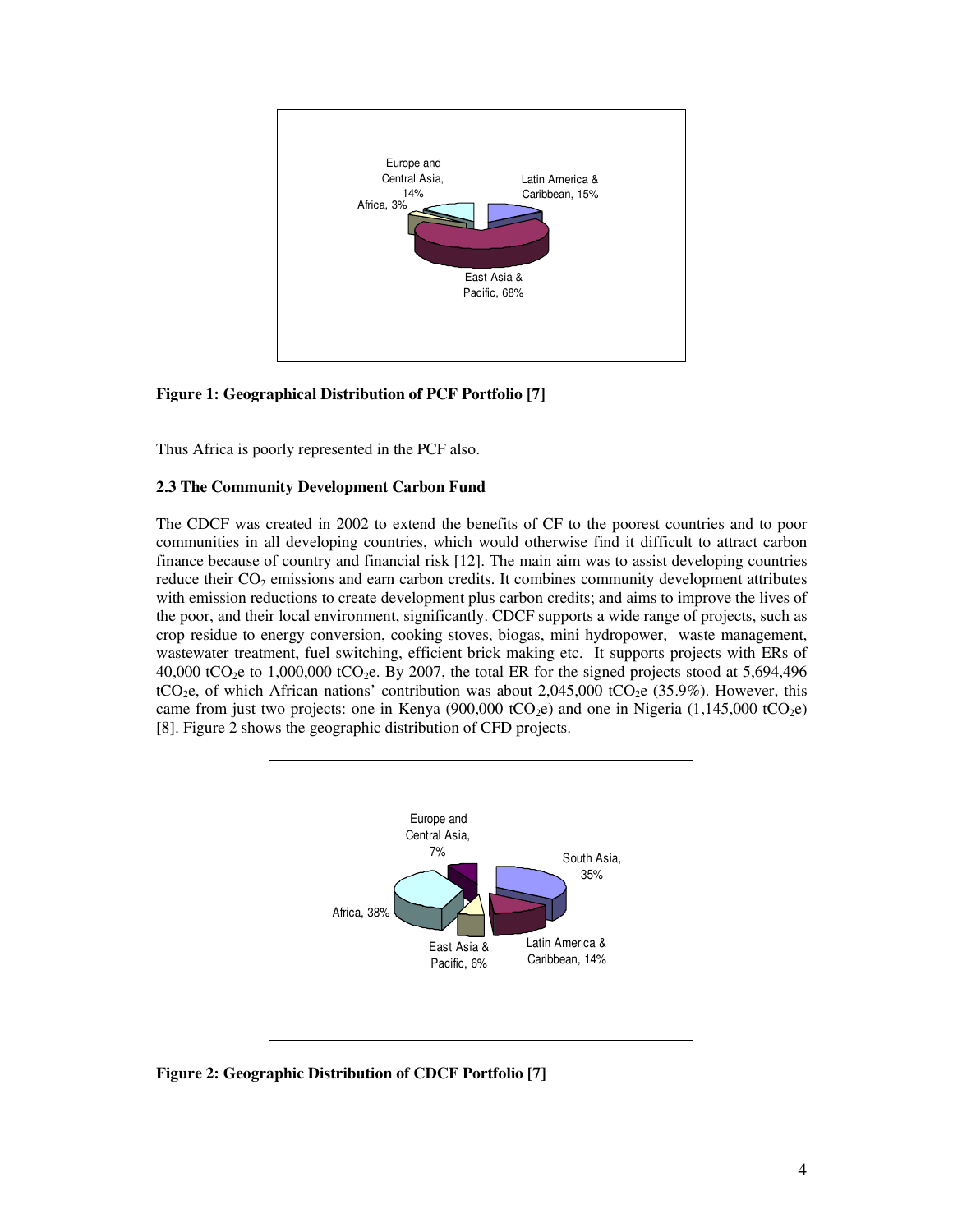Figure 1: Geographical Distribution of PCF Portfolio [7]

Thus Africa is poorly represented in the PCF also.

### 2.3 The Community Development Carbon Fund

The CDCF was created in 2002 to extend the benefits of CF to the poorest countries and to poor communities in all developing countries, which would otherwise find it difficult to attract carbon finance because of country and financial risk [12]. The main aim was to assist developing countries reduce their $CO_2$ emissions and earn carbon credits. It combines community development attributes with emission reductions to create development plus carbon credits; and aims to improve the lives of the poor, and their local environment, significantly. CDCF supports a wide range of projects, such as crop residue to energy conversion, cooking stoves, biogas, mini hydropower, waste management, wastewater treatment, fuel switching, efficient brick making etc. It supports projects with ERs of 40,000 $tCO_2e$ to 1,000,000 $tCO_2e$. By 2007, the total ER for the signed projects stood at 5,694,496 $tCO_2e$, of which African nations' contribution was about 2,045,000 $tCO_2e$ (35.9%). However, this came from just two projects: one in Kenya (900,000 $tCO_2e$) and one in Nigeria (1,145,000 $tCO_2e$) [8]. Figure 2 shows the geographic distribution of CFD projects.

Figure 2: Geographic Distribution of CDCF Portfolio [7]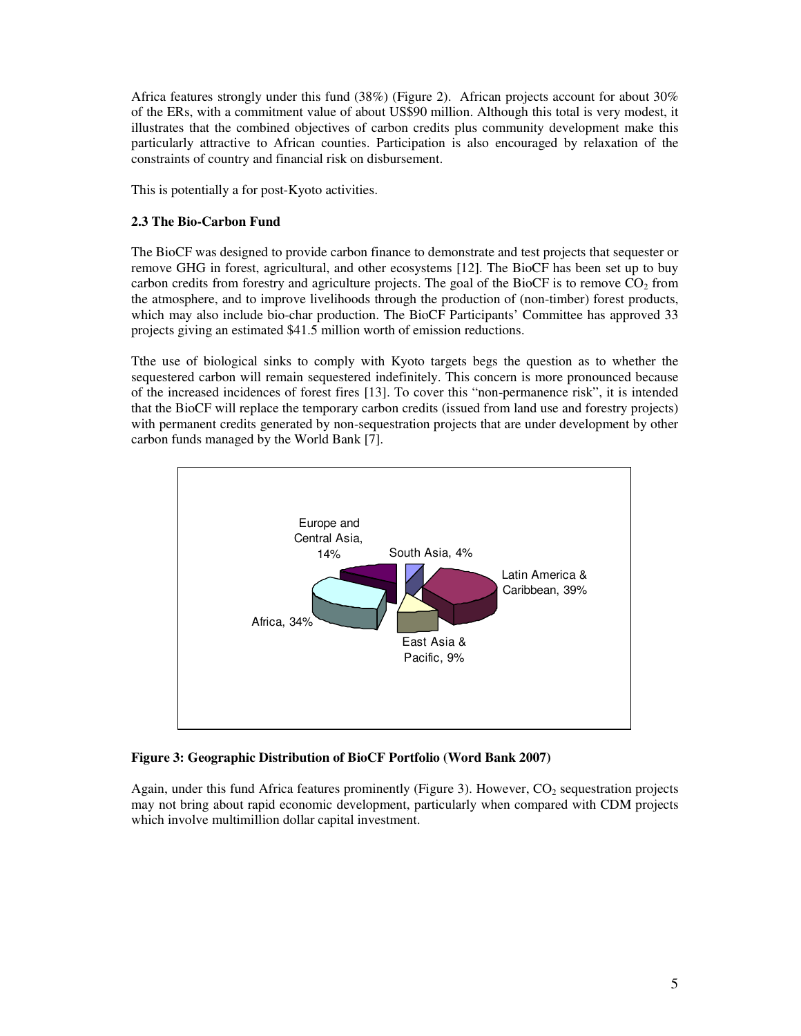Africa features strongly under this fund (38%) (Figure 2). African projects account for about 30% of the ERs, with a commitment value of about US$90 million. Although this total is very modest, it illustrates that the combined objectives of carbon credits plus community development make this particularly attractive to African counties. Participation is also encouraged by relaxation of the constraints of country and financial risk on disbursement.

This is potentially a for post-Kyoto activities.

**2.3 The Bio-Carbon Fund**

The BioCF was designed to provide carbon finance to demonstrate and test projects that sequester or remove GHG in forest, agricultural, and other ecosystems [12]. The BioCF has been set up to buy carbon credits from forestry and agriculture projects. The goal of the BioCF is to remove $CO_2$ from the atmosphere, and to improve livelihoods through the production of (non-timber) forest products, which may also include bio-char production. The BioCF Participants' Committee has approved 33 projects giving an estimated $41.5 million worth of emission reductions.

Tthe use of biological sinks to comply with Kyoto targets begs the question as to whether the sequestered carbon will remain sequestered indefinitely. This concern is more pronounced because of the increased incidences of forest fires [13]. To cover this "non-permanence risk", it is intended that the BioCF will replace the temporary carbon credits (issued from land use and forestry projects) with permanent credits generated by non-sequestration projects that are under development by other carbon funds managed by the World Bank [7].

Europe and Central Asia, 14%
South Asia, 4%
Latin America & Caribbean, 39%
Africa, 34%
East Asia & Pacific, 9%

**Figure 3: Geographic Distribution of BioCF Portfolio (Word Bank 2007)**

Again, under this fund Africa features prominently (Figure 3). However, $CO_2$ sequestration projects may not bring about rapid economic development, particularly when compared with CDM projects which involve multimillion dollar capital investment.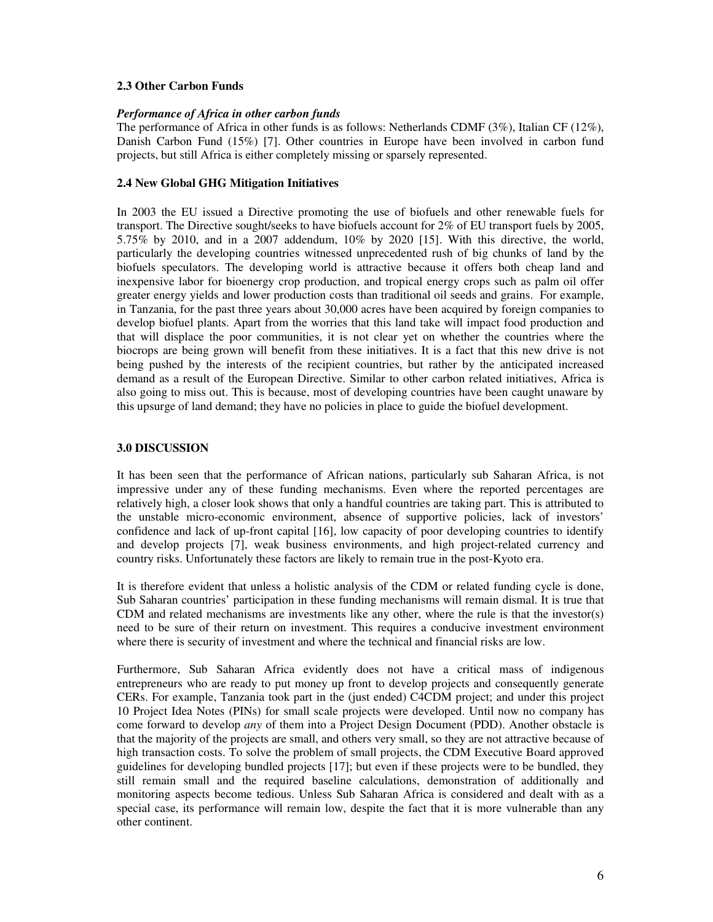### 2.3 Other Carbon Funds

***Performance of Africa in other carbon funds***

The performance of Africa in other funds is as follows: Netherlands CDMF (3%), Italian CF (12%), Danish Carbon Fund (15%) [7]. Other countries in Europe have been involved in carbon fund projects, but still Africa is either completely missing or sparsely represented.

### 2.4 New Global GHG Mitigation Initiatives

In 2003 the EU issued a Directive promoting the use of biofuels and other renewable fuels for transport. The Directive sought/seeks to have biofuels account for 2% of EU transport fuels by 2005, 5.75% by 2010, and in a 2007 addendum, 10% by 2020 [15]. With this directive, the world, particularly the developing countries witnessed unprecedented rush of big chunks of land by the biofuels speculators. The developing world is attractive because it offers both cheap land and inexpensive labor for bioenergy crop production, and tropical energy crops such as palm oil offer greater energy yields and lower production costs than traditional oil seeds and grains. For example, in Tanzania, for the past three years about 30,000 acres have been acquired by foreign companies to develop biofuel plants. Apart from the worries that this land take will impact food production and that will displace the poor communities, it is not clear yet on whether the countries where the biocrops are being grown will benefit from these initiatives. It is a fact that this new drive is not being pushed by the interests of the recipient countries, but rather by the anticipated increased demand as a result of the European Directive. Similar to other carbon related initiatives, Africa is also going to miss out. This is because, most of developing countries have been caught unaware by this upsurge of land demand; they have no policies in place to guide the biofuel development.

## 3.0 DISCUSSION

It has been seen that the performance of African nations, particularly sub Saharan Africa, is not impressive under any of these funding mechanisms. Even where the reported percentages are relatively high, a closer look shows that only a handful countries are taking part. This is attributed to the unstable micro-economic environment, absence of supportive policies, lack of investors' confidence and lack of up-front capital [16], low capacity of poor developing countries to identify and develop projects [7], weak business environments, and high project-related currency and country risks. Unfortunately these factors are likely to remain true in the post-Kyoto era.

It is therefore evident that unless a holistic analysis of the CDM or related funding cycle is done, Sub Saharan countries' participation in these funding mechanisms will remain dismal. It is true that CDM and related mechanisms are investments like any other, where the rule is that the investor(s) need to be sure of their return on investment. This requires a conducive investment environment where there is security of investment and where the technical and financial risks are low.

Furthermore, Sub Saharan Africa evidently does not have a critical mass of indigenous entrepreneurs who are ready to put money up front to develop projects and consequently generate CERs. For example, Tanzania took part in the (just ended) C4CDM project; and under this project 10 Project Idea Notes (PINs) for small scale projects were developed. Until now no company has come forward to develop *any* of them into a Project Design Document (PDD). Another obstacle is that the majority of the projects are small, and others very small, so they are not attractive because of high transaction costs. To solve the problem of small projects, the CDM Executive Board approved guidelines for developing bundled projects [17]; but even if these projects were to be bundled, they still remain small and the required baseline calculations, demonstration of additionally and monitoring aspects become tedious. Unless Sub Saharan Africa is considered and dealt with as a special case, its performance will remain low, despite the fact that it is more vulnerable than any other continent.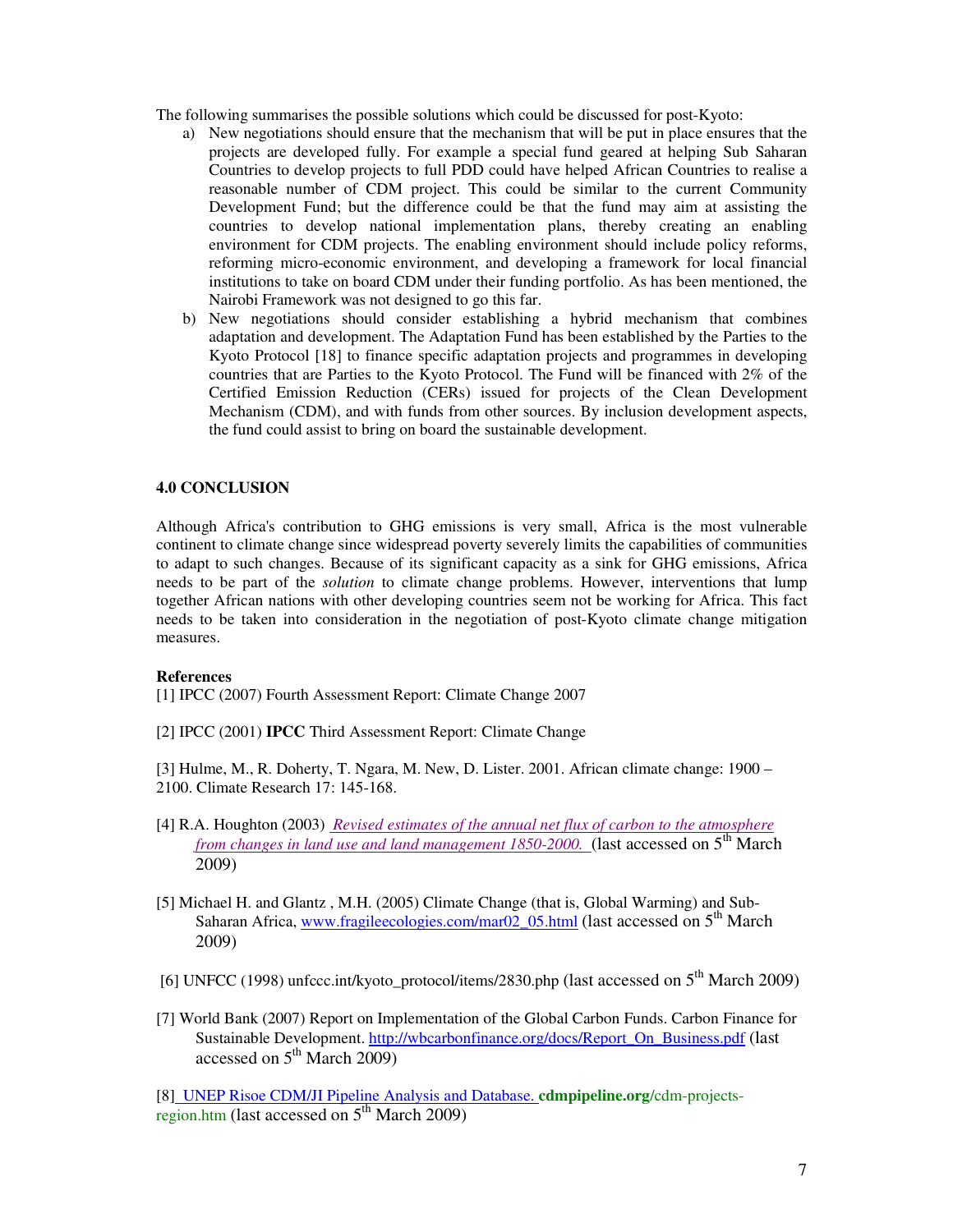The following summarises the possible solutions which could be discussed for post-Kyoto:

a) New negotiations should ensure that the mechanism that will be put in place ensures that the projects are developed fully. For example a special fund geared at helping Sub Saharan Countries to develop projects to full PDD could have helped African Countries to realise a reasonable number of CDM project. This could be similar to the current Community Development Fund; but the difference could be that the fund may aim at assisting the countries to develop national implementation plans, thereby creating an enabling environment for CDM projects. The enabling environment should include policy reforms, reforming micro-economic environment, and developing a framework for local financial institutions to take on board CDM under their funding portfolio. As has been mentioned, the Nairobi Framework was not designed to go this far.

b) New negotiations should consider establishing a hybrid mechanism that combines adaptation and development. The Adaptation Fund has been established by the Parties to the Kyoto Protocol [18] to finance specific adaptation projects and programmes in developing countries that are Parties to the Kyoto Protocol. The Fund will be financed with 2% of the Certified Emission Reduction (CERs) issued for projects of the Clean Development Mechanism (CDM), and with funds from other sources. By inclusion development aspects, the fund could assist to bring on board the sustainable development.

## 4.0 CONCLUSION

Although Africa's contribution to GHG emissions is very small, Africa is the most vulnerable continent to climate change since widespread poverty severely limits the capabilities of communities to adapt to such changes. Because of its significant capacity as a sink for GHG emissions, Africa needs to be part of the *solution* to climate change problems. However, interventions that lump together African nations with other developing countries seem not be working for Africa. This fact needs to be taken into consideration in the negotiation of post-Kyoto climate change mitigation measures.

**References**

[1] IPCC (2007) Fourth Assessment Report: Climate Change 2007

[2] IPCC (2001) **IPCC** Third Assessment Report: Climate Change

[3] Hulme, M., R. Doherty, T. Ngara, M. New, D. Lister. 2001. African climate change: 1900 – 2100. Climate Research 17: 145-168.

[4] R.A. Houghton (2003) *Revised estimates of the annual net flux of carbon to the atmosphere from changes in land use and land management 1850-2000.* (last accessed on 5th March 2009)

[5] Michael H. and Glantz , M.H. (2005) Climate Change (that is, Global Warming) and Sub-Saharan Africa, www.fragileecologies.com/mar02_05.html (last accessed on 5th March 2009)

[6] UNFCC (1998) unfccc.int/kyoto_protocol/items/2830.php (last accessed on 5th March 2009)

[7] World Bank (2007) Report on Implementation of the Global Carbon Funds. Carbon Finance for Sustainable Development. http://wbcarbonfinance.org/docs/Report_On_Business.pdf (last accessed on 5th March 2009)

[8] UNEP Risoe CDM/JI Pipeline Analysis and Database. **cdmpipeline.org**/cdm-projects-region.htm (last accessed on 5th March 2009)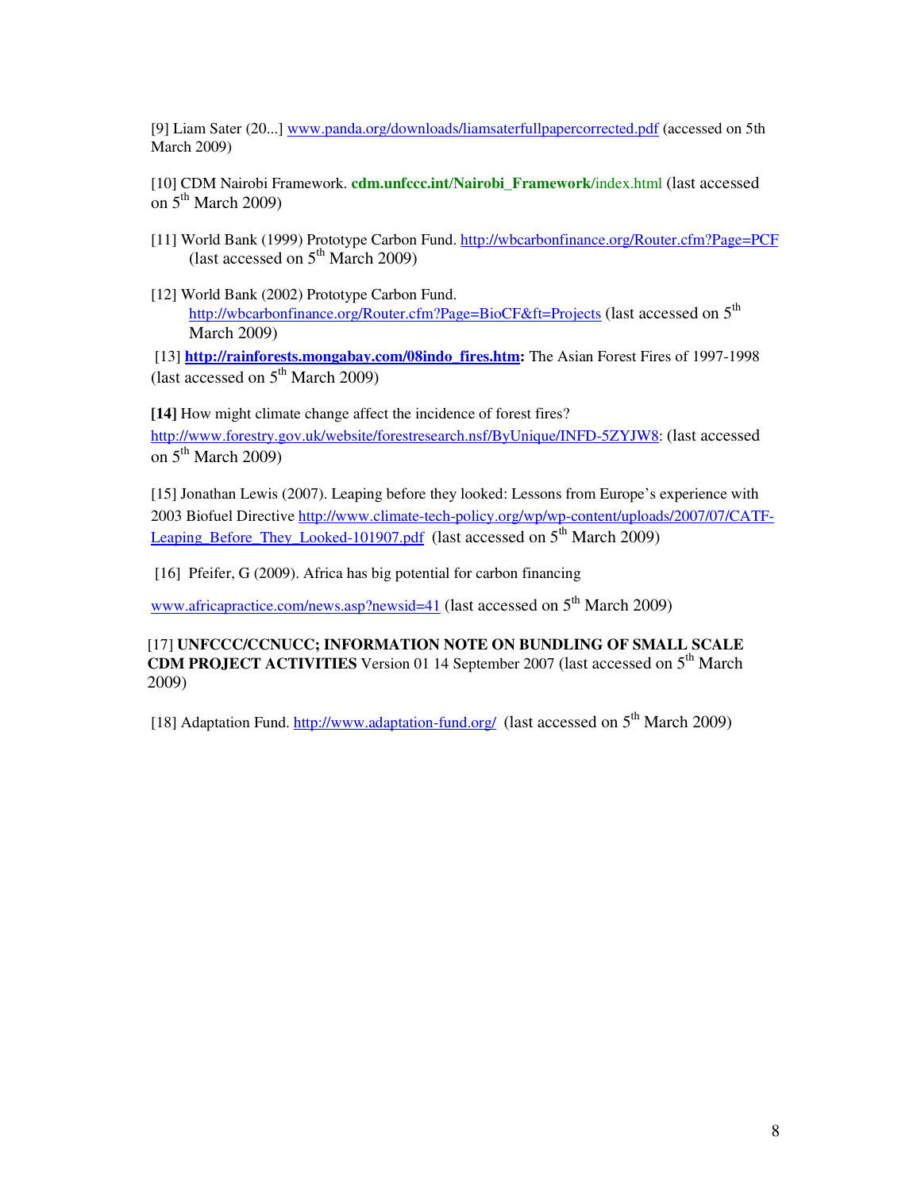[9] Liam Sater (20...] www.panda.org/downloads/liamsaterfullpapercorrected.pdf (accessed on 5th March 2009)

[10] CDM Nairobi Framework. **cdm.unfccc.int/Nairobi_Framework/**index.html (last accessed on 5th March 2009)

[11] World Bank (1999) Prototype Carbon Fund. http://wbcarbonfinance.org/Router.cfm?Page=PCF (last accessed on 5th March 2009)

[12] World Bank (2002) Prototype Carbon Fund. http://wbcarbonfinance.org/Router.cfm?Page=BioCF&ft=Projects (last accessed on 5th March 2009)

[13] **http://rainforests.mongabay.com/08indo_fires.htm:** The Asian Forest Fires of 1997-1998 (last accessed on 5th March 2009)

**[14]** How might climate change affect the incidence of forest fires? http://www.forestry.gov.uk/website/forestresearch.nsf/ByUnique/INFD-5ZYJW8: (last accessed on 5th March 2009)

[15] Jonathan Lewis (2007). Leaping before they looked: Lessons from Europe's experience with 2003 Biofuel Directive http://www.climate-tech-policy.org/wp/wp-content/uploads/2007/07/CATF-Leaping_Before_They_Looked-101907.pdf (last accessed on 5th March 2009)

[16] Pfeifer, G (2009). Africa has big potential for carbon financing

www.africapractice.com/news.asp?newsid=41 (last accessed on 5th March 2009)

[17] **UNFCCC/CCNUCC; INFORMATION NOTE ON BUNDLING OF SMALL SCALE CDM PROJECT ACTIVITIES** Version 01 14 September 2007 (last accessed on 5th March 2009)

[18] Adaptation Fund. http://www.adaptation-fund.org/ (last accessed on 5th March 2009)